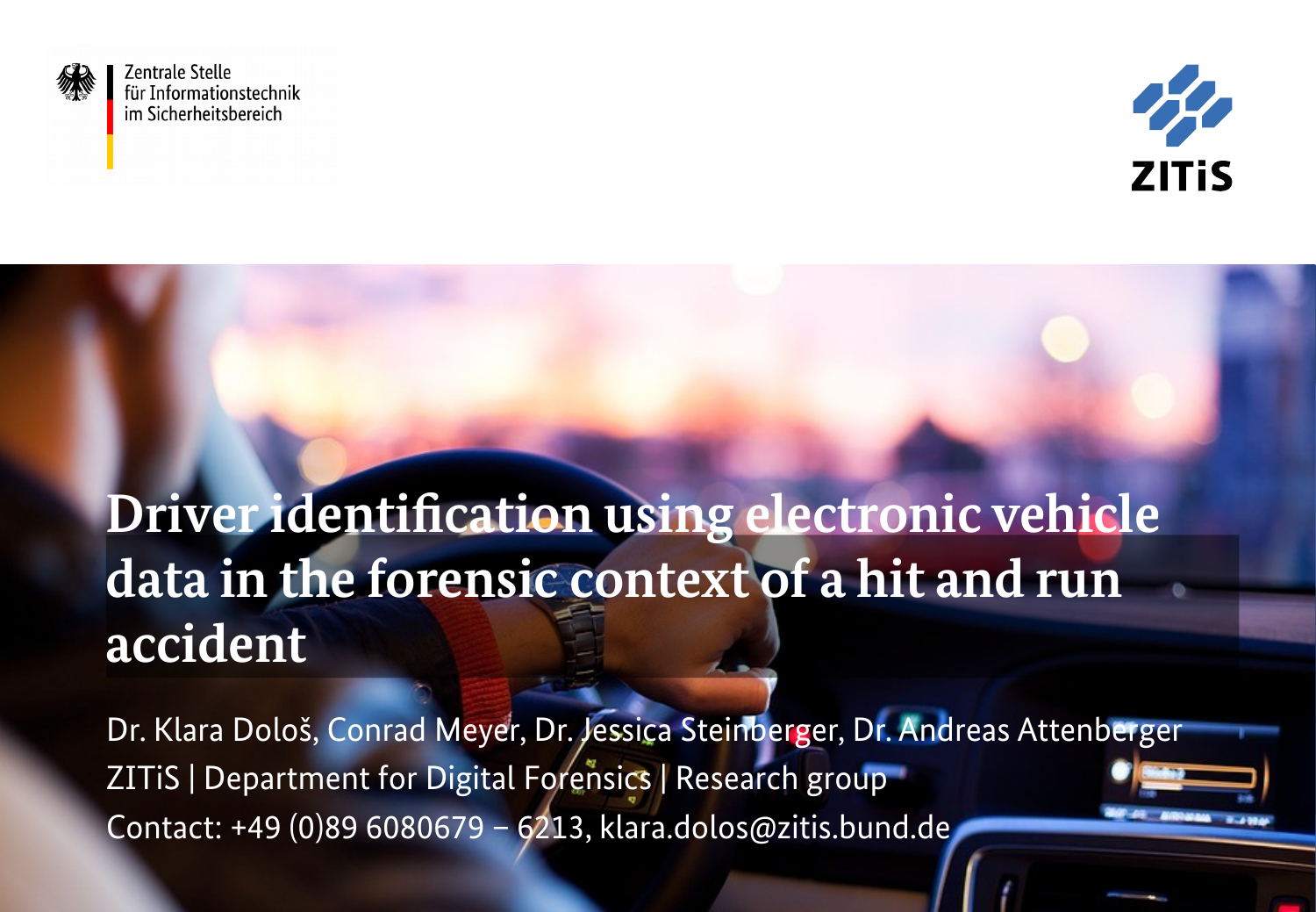Zentrale Stelle
für Informationstechnik
im Sicherheitsbereich

ZITiS

# Driver identification using electronic vehicle data in the forensic context of a hit and run accident

Dr. Klara Dološ, Conrad Meyer, Dr. Jessica Steinberger, Dr. Andreas Attenberger

ZITiS | Department for Digital Forensics | Research group

Contact: +49 (0)89 6080679 – 6213, klara.dolos@zitis.bund.de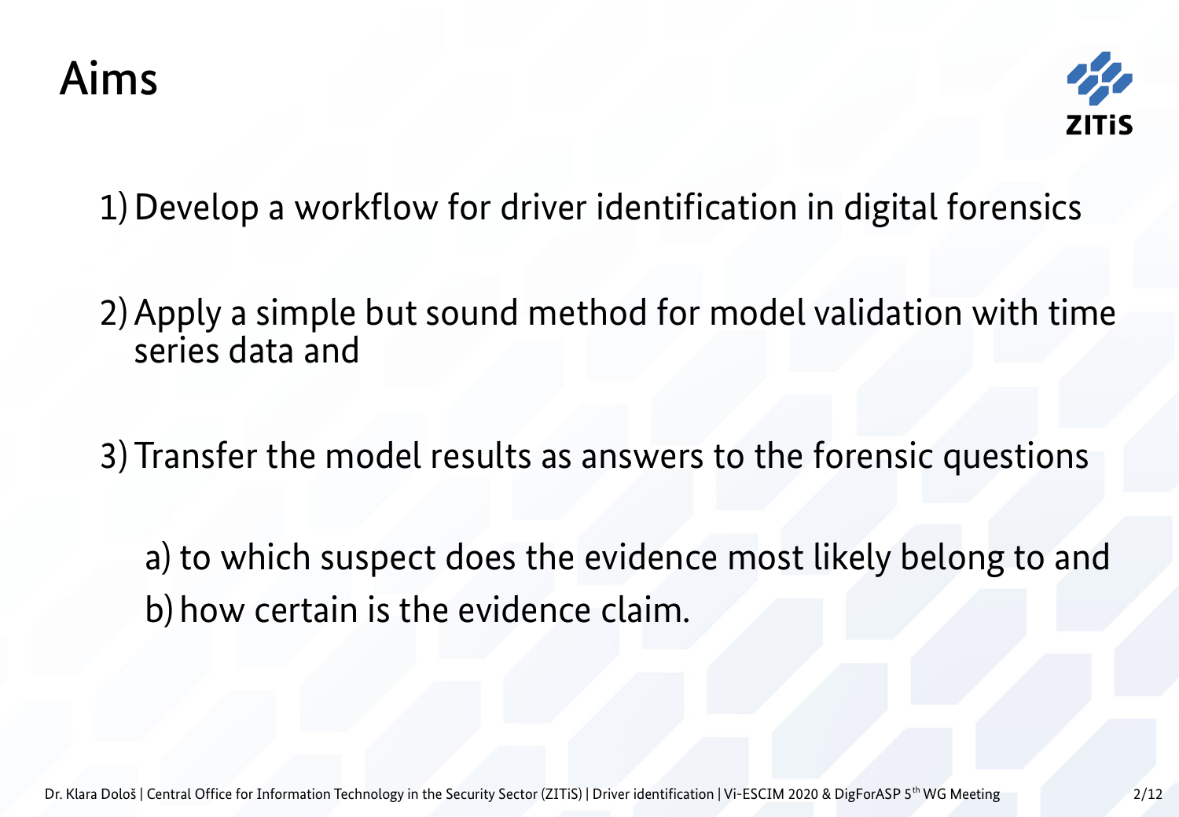# Aims

1) Develop a workflow for driver identification in digital forensics

2) Apply a simple but sound method for model validation with time series data and

3) Transfer the model results as answers to the forensic questions

   a) to which suspect does the evidence most likely belong to and
   
   b) how certain is the evidence claim.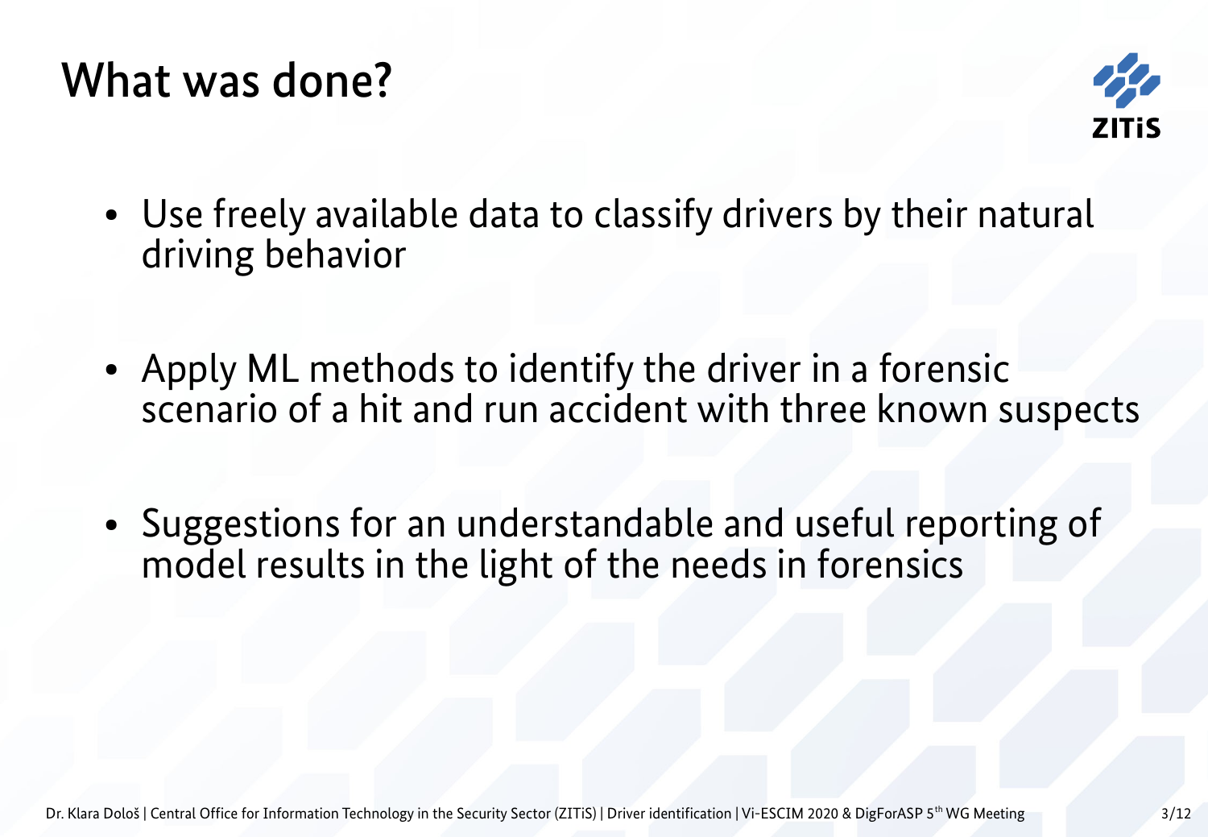# What was done?

- Use freely available data to classify drivers by their natural driving behavior

- Apply ML methods to identify the driver in a forensic scenario of a hit and run accident with three known suspects

- Suggestions for an understandable and useful reporting of model results in the light of the needs in forensics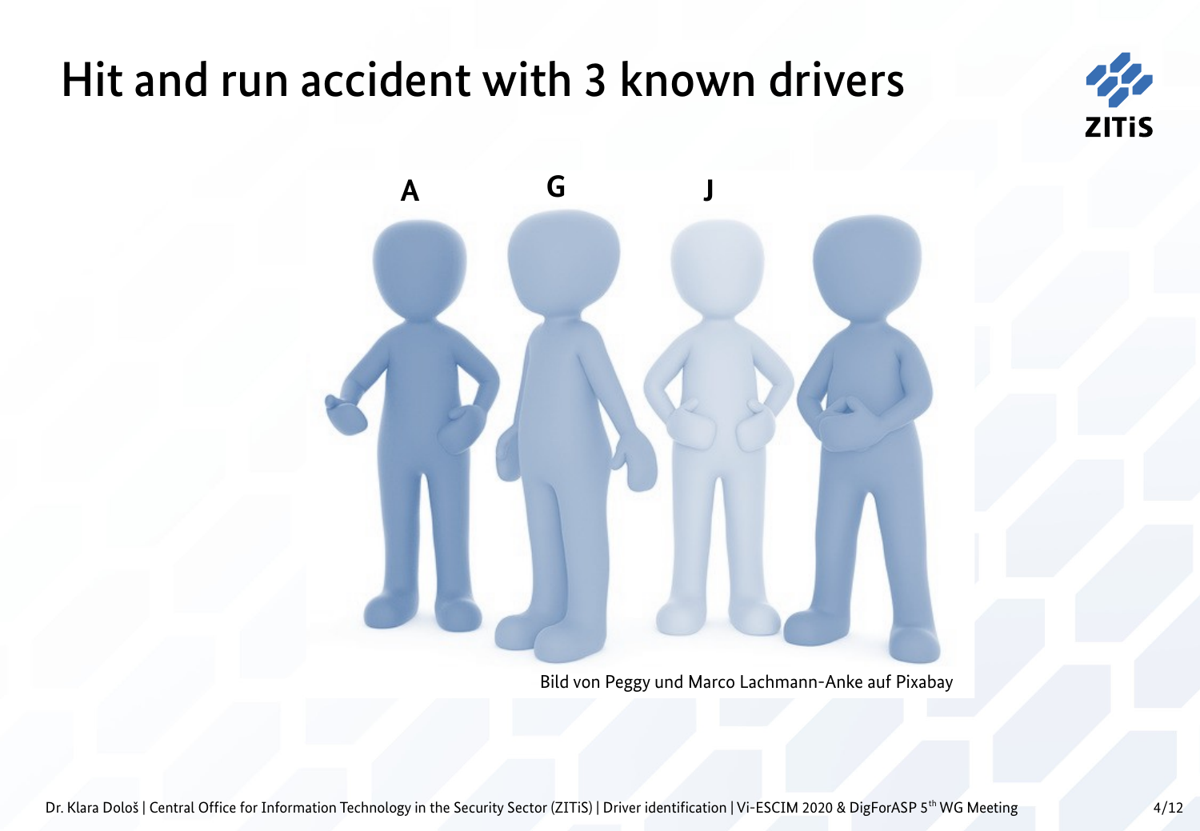# Hit and run accident with 3 known drivers

A G J

Bild von Peggy und Marco Lachmann-Anke auf Pixabay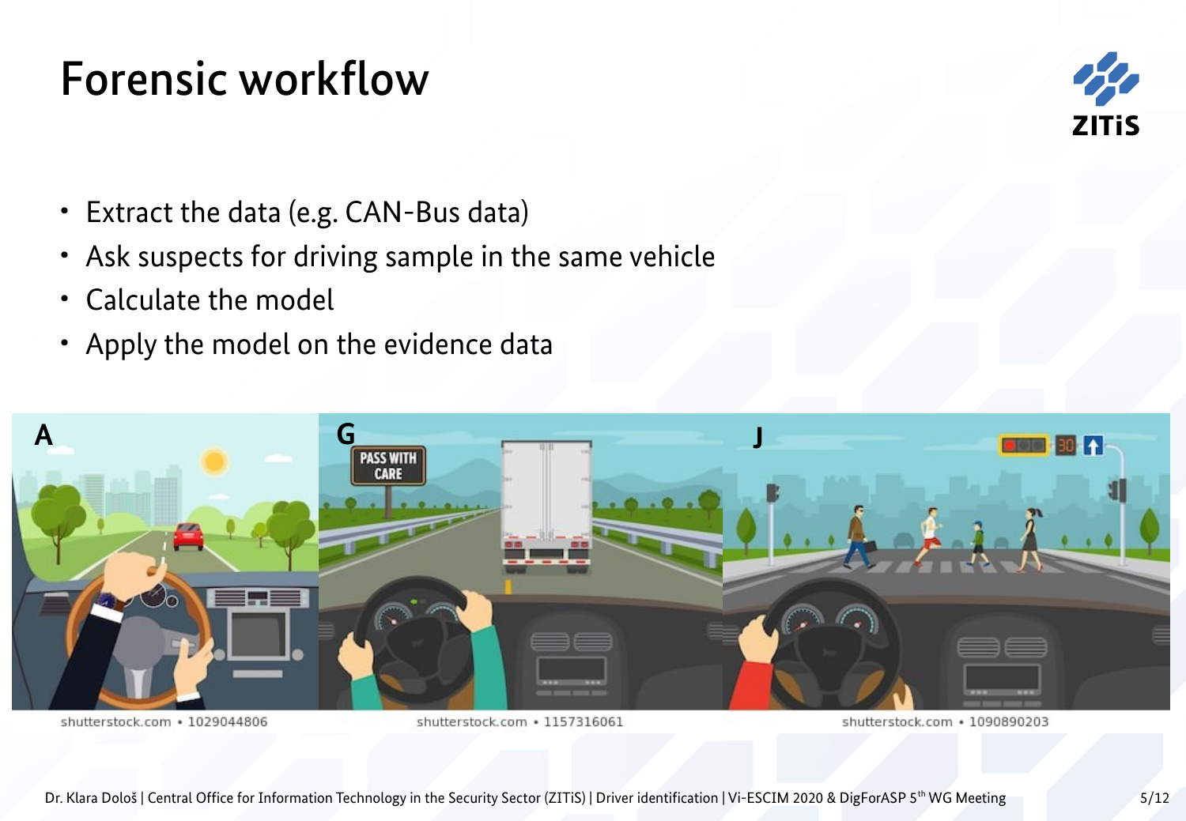# Forensic workflow

- Extract the data (e.g. CAN-Bus data)
- Ask suspects for driving sample in the same vehicle
- Calculate the model
- Apply the model on the evidence data

A | G | J

shutterstock.com • 1029044806 | shutterstock.com • 1157316061 | shutterstock.com • 1090890203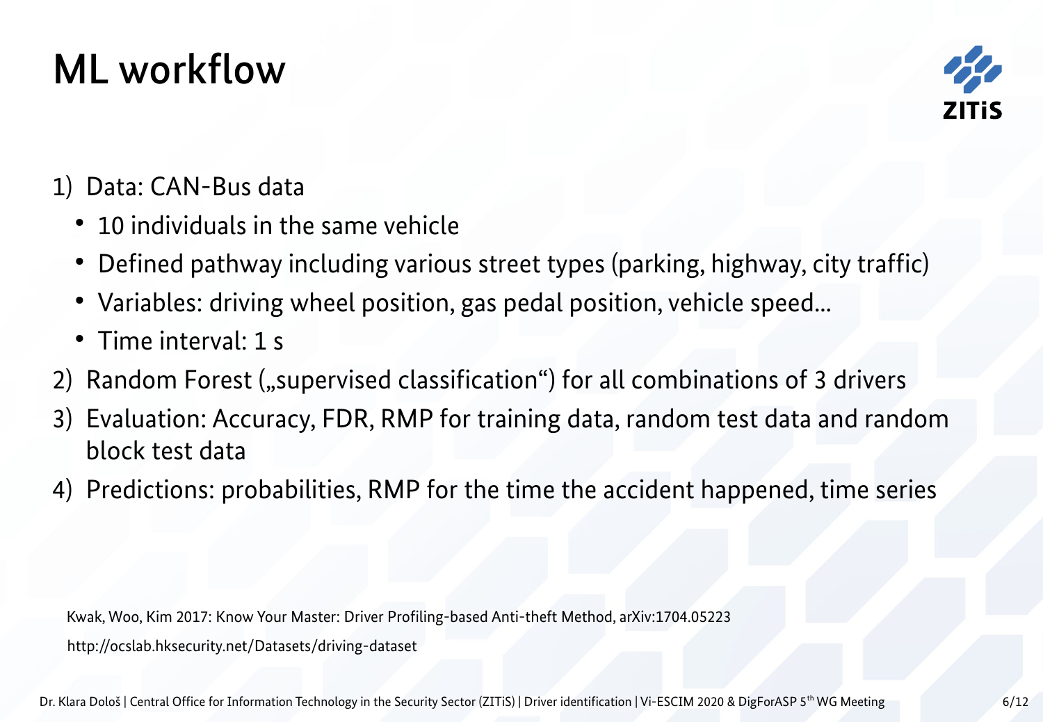# ML workflow

1) Data: CAN-Bus data
   - 10 individuals in the same vehicle
   - Defined pathway including various street types (parking, highway, city traffic)
   - Variables: driving wheel position, gas pedal position, vehicle speed…
   - Time interval: 1 s
2) Random Forest („supervised classification“) for all combinations of 3 drivers
3) Evaluation: Accuracy, FDR, RMP for training data, random test data and random block test data
4) Predictions: probabilities, RMP for the time the accident happened, time series

Kwak, Woo, Kim 2017: Know Your Master: Driver Profiling-based Anti-theft Method, arXiv:1704.05223

http://ocslab.hksecurity.net/Datasets/driving-dataset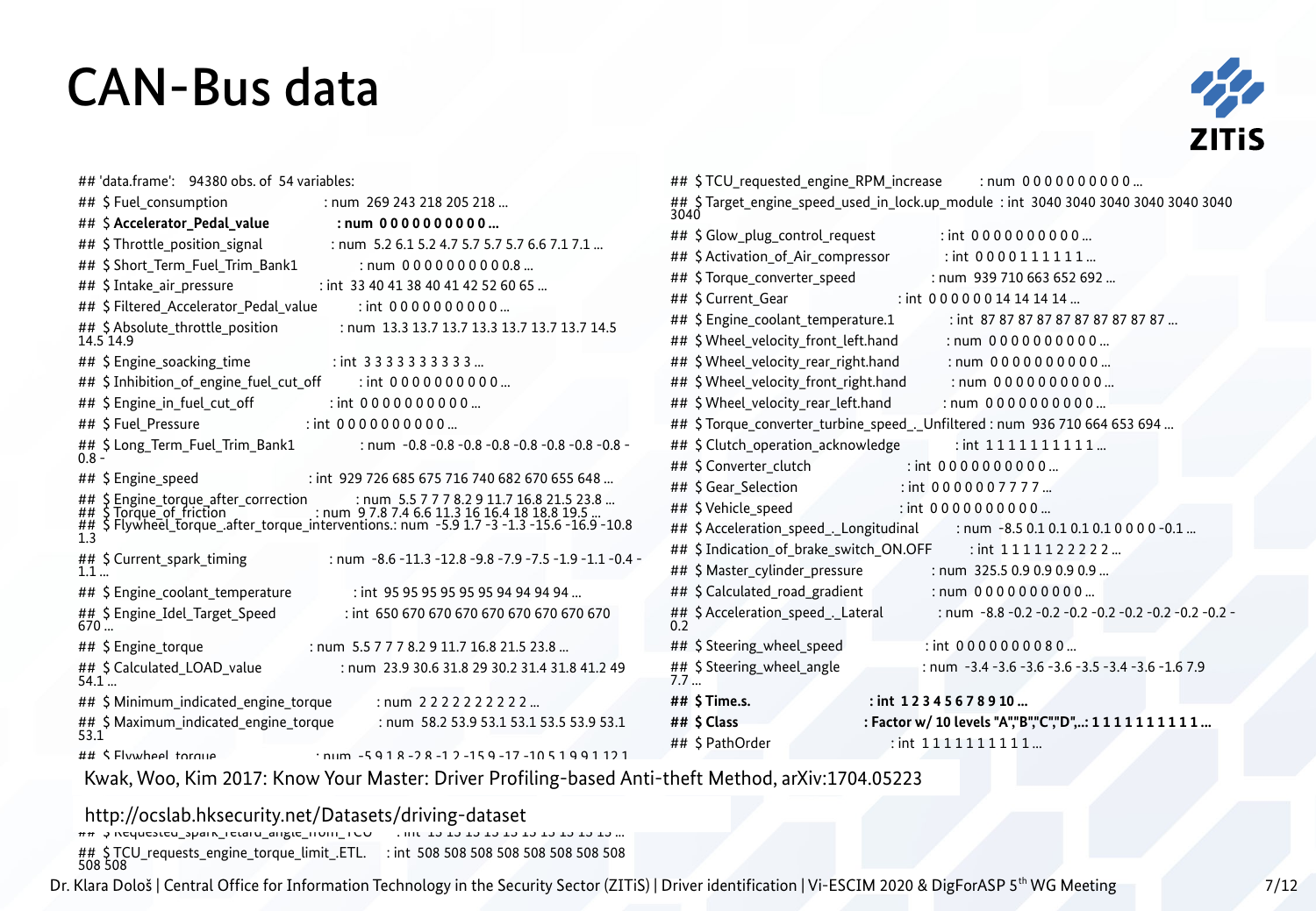# CAN-Bus data

```
## 'data.frame':   94380 obs. of  54 variables:
## $ Fuel_consumption                 : num  269 243 218 205 218 ...
## $ Accelerator_Pedal_value          : num  0 0 0 0 0 0 0 0 0 0 ...
## $ Throttle_position_signal         : num  5.2 6.1 5.2 4.7 5.7 5.7 5.7 6.6 7.1 7.1 ...
## $ Short_Term_Fuel_Trim_Bank1       : num  0 0 0 0 0 0 0 0 0 0.8 ...
## $ Intake_air_pressure              : int  33 40 41 38 40 41 42 52 60 65 ...
## $ Filtered_Accelerator_Pedal_value : int  0 0 0 0 0 0 0 0 0 0 ...
## $ Absolute_throttle_position       : num  13.3 13.7 13.7 13.3 13.7 13.7 13.7 14.5
14.5 14.9
## $ Engine_soacking_time             : int  3 3 3 3 3 3 3 3 3 3 ...
## $ Inhibition_of_engine_fuel_cut_off : int  0 0 0 0 0 0 0 0 0 0 ...
## $ Engine_in_fuel_cut_off           : int  0 0 0 0 0 0 0 0 0 0 ...
## $ Fuel_Pressure                    : int  0 0 0 0 0 0 0 0 0 0 ...
## $ Long_Term_Fuel_Trim_Bank1        : num  -0.8 -0.8 -0.8 -0.8 -0.8 -0.8 -0.8 -0.8 -
0.8 -
## $ Engine_speed                     : int  929 726 685 675 716 740 682 670 655 648 ...
## $ Engine_torque_after_correction   : num  5.5 7 7 7 8.2 9 11.7 16.8 21.5 23.8 ...
## $ Torque_of_friction               : num  9 7.8 7.4 6.6 11.3 16 16.4 18 18.8 19.5 ...
## $ Flywheel_torque_.after_torque_interventions.: num  -5.9 1.7 -3 -1.3 -15.6 -16.9 -10.8
1.3
## $ Current_spark_timing             : num  -8.6 -11.3 -12.8 -9.8 -7.9 -7.5 -1.9 -1.1 -0.4 -
1.1 ...
## $ Engine_coolant_temperature       : int  95 95 95 95 95 95 94 94 94 94 ...
## $ Engine_Idel_Target_Speed         : int  650 670 670 670 670 670 670 670 670
670 ...
## $ Engine_torque                    : num  5.5 7 7 7 8.2 9 11.7 16.8 21.5 23.8 ...
## $ Calculated_LOAD_value            : num  23.9 30.6 31.8 29 30.2 31.4 31.8 41.2 49
54.1 ...
## $ Minimum_indicated_engine_torque  : num  2 2 2 2 2 2 2 2 2 2 ...
## $ Maximum_indicated_engine_torque  : num  58.2 53.9 53.1 53.1 53.5 53.9 53.1
53.1
## $ Flywheel_torque                  : num  -5.9 1.8 -2.8 -1.2 -15.9 -17 -10.5 1.9 9.1 12.1
## $ Requested_spark_retard_angle_from_TCU : int  13 13 13 13 13 13 13 13 13 13 ...
## $ TCU_requests_engine_torque_limit_.ETL. : int  508 508 508 508 508 508 508 508
508 508
## $ TCU_requested_engine_RPM_increase : num  0 0 0 0 0 0 0 0 0 0 ...
## $ Target_engine_speed_used_in_lock.up_module : int  3040 3040 3040 3040 3040 3040
3040
## $ Glow_plug_control_request        : int  0 0 0 0 0 0 0 0 0 0 ...
## $ Activation_of_Air_compressor     : int  0 0 0 0 1 1 1 1 1 1 ...
## $ Torque_converter_speed           : num  939 710 663 652 692 ...
## $ Current_Gear                     : int  0 0 0 0 0 0 14 14 14 14 ...
## $ Engine_coolant_temperature.1     : int  87 87 87 87 87 87 87 87 87 87 ...
## $ Wheel_velocity_front_left.hand   : num  0 0 0 0 0 0 0 0 0 0 ...
## $ Wheel_velocity_rear_right.hand   : num  0 0 0 0 0 0 0 0 0 0 ...
## $ Wheel_velocity_front_right.hand  : num  0 0 0 0 0 0 0 0 0 0 ...
## $ Wheel_velocity_rear_left.hand    : num  0 0 0 0 0 0 0 0 0 0 ...
## $ Torque_converter_turbine_speed_._Unfiltered : num  936 710 664 653 694 ...
## $ Clutch_operation_acknowledge     : int  1 1 1 1 1 1 1 1 1 1 ...
## $ Converter_clutch                 : int  0 0 0 0 0 0 0 0 0 0 ...
## $ Gear_Selection                   : int  0 0 0 0 0 0 7 7 7 7 ...
## $ Vehicle_speed                    : int  0 0 0 0 0 0 0 0 0 0 ...
## $ Acceleration_speed_._Longitudinal : num  -8.5 0.1 0.1 0.1 0.1 0 0 0 0 -0.1 ...
## $ Indication_of_brake_switch_ON.OFF : int  1 1 1 1 1 2 2 2 2 2 ...
## $ Master_cylinder_pressure         : num  325.5 0.9 0.9 0.9 0.9 ...
## $ Calculated_road_gradient         : num  0 0 0 0 0 0 0 0 0 0 ...
## $ Acceleration_speed_._Lateral     : num  -8.8 -0.2 -0.2 -0.2 -0.2 -0.2 -0.2 -0.2 -0.2 -
0.2
## $ Steering_wheel_speed             : int  0 0 0 0 0 0 0 0 8 0 ...
## $ Steering_wheel_angle             : num  -3.4 -3.6 -3.6 -3.6 -3.5 -3.4 -3.6 -1.6 7.9
7.7 ...
## $ Time.s.                          : int  1 2 3 4 5 6 7 8 9 10 ...
## $ Class                            : Factor w/ 10 levels "A","B","C","D",..: 1 1 1 1 1 1 1 1 1 1 ...
## $ PathOrder                        : int  1 1 1 1 1 1 1 1 1 1 ...
```

Kwak, Woo, Kim 2017: Know Your Master: Driver Profiling-based Anti-theft Method, arXiv:1704.05223

http://ocslab.hksecurity.net/Datasets/driving-dataset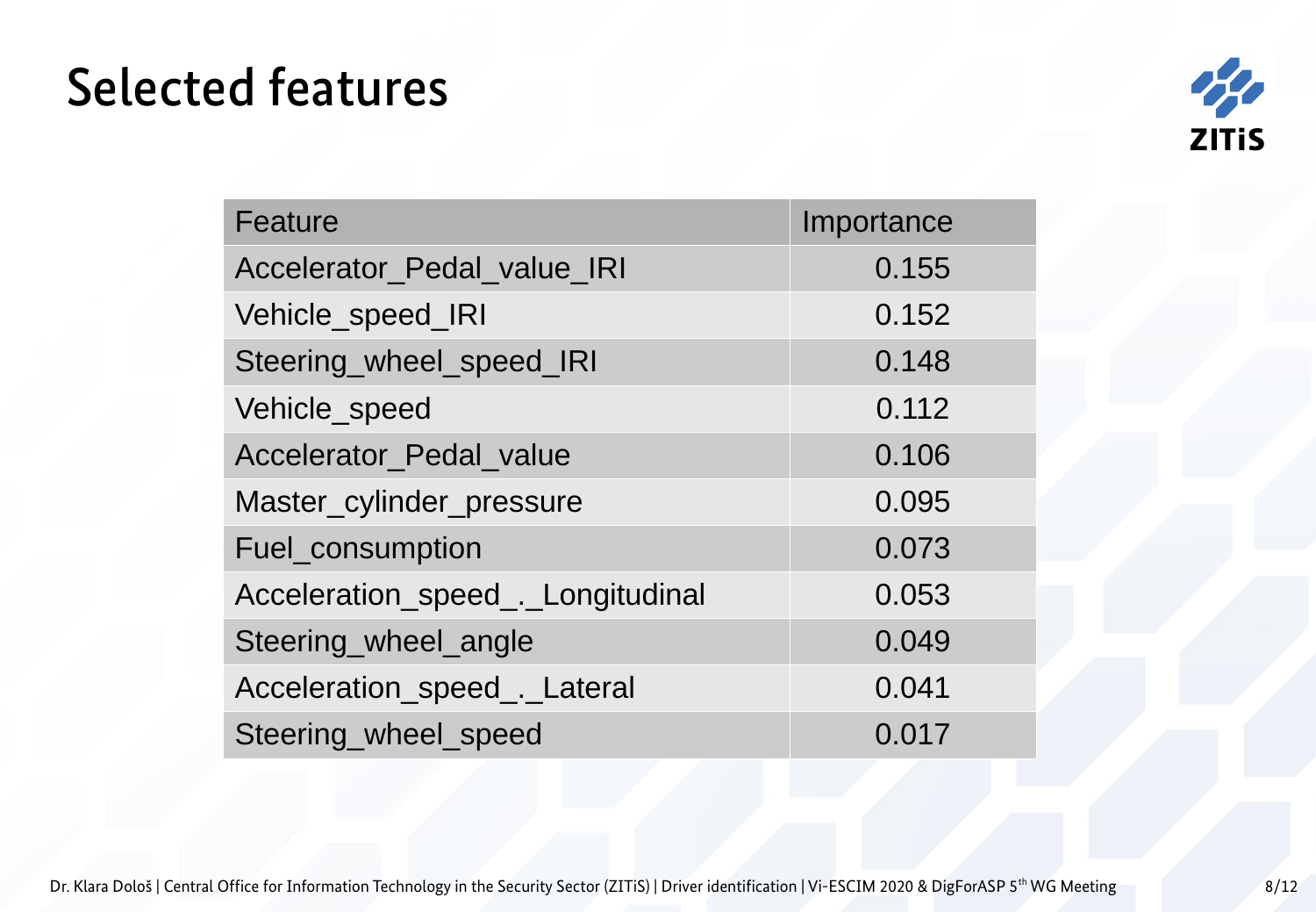# Selected features

| Feature | Importance |
|---|---|
| Accelerator_Pedal_value_IRI | 0.155 |
| Vehicle_speed_IRI | 0.152 |
| Steering_wheel_speed_IRI | 0.148 |
| Vehicle_speed | 0.112 |
| Accelerator_Pedal_value | 0.106 |
| Master_cylinder_pressure | 0.095 |
| Fuel_consumption | 0.073 |
| Acceleration_speed_._Longitudinal | 0.053 |
| Steering_wheel_angle | 0.049 |
| Acceleration_speed_._Lateral | 0.041 |
| Steering_wheel_speed | 0.017 |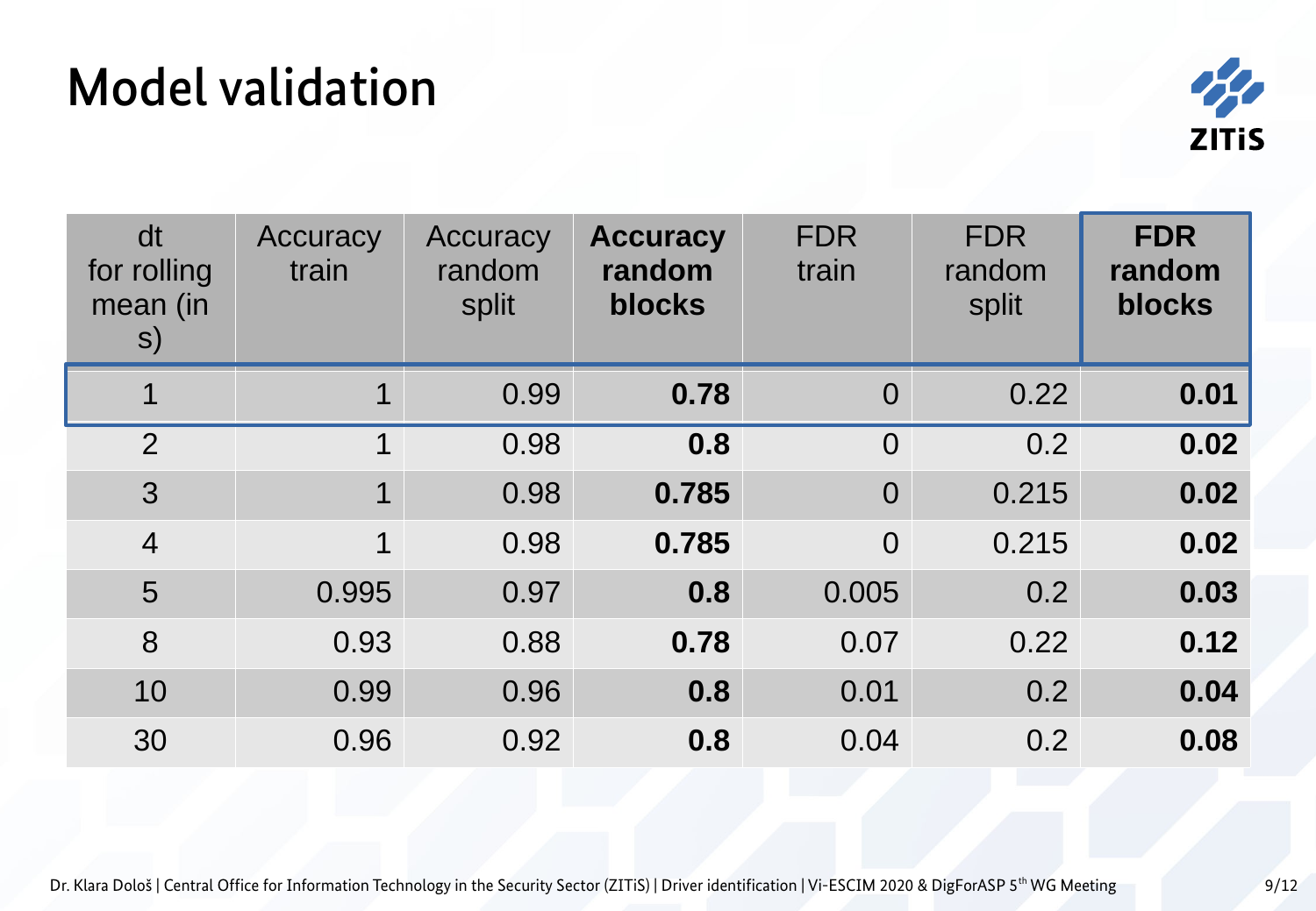# Model validation

| dt for rolling mean (in s) | Accuracy train | Accuracy random split | **Accuracy random blocks** | FDR train | FDR random split | **FDR random blocks** |
|---|---|---|---|---|---|---|
| 1 | 1 | 0.99 | **0.78** | 0 | 0.22 | **0.01** |
| 2 | 1 | 0.98 | **0.8** | 0 | 0.2 | **0.02** |
| 3 | 1 | 0.98 | **0.785** | 0 | 0.215 | **0.02** |
| 4 | 1 | 0.98 | **0.785** | 0 | 0.215 | **0.02** |
| 5 | 0.995 | 0.97 | **0.8** | 0.005 | 0.2 | **0.03** |
| 8 | 0.93 | 0.88 | **0.78** | 0.07 | 0.22 | **0.12** |
| 10 | 0.99 | 0.96 | **0.8** | 0.01 | 0.2 | **0.04** |
| 30 | 0.96 | 0.92 | **0.8** | 0.04 | 0.2 | **0.08** |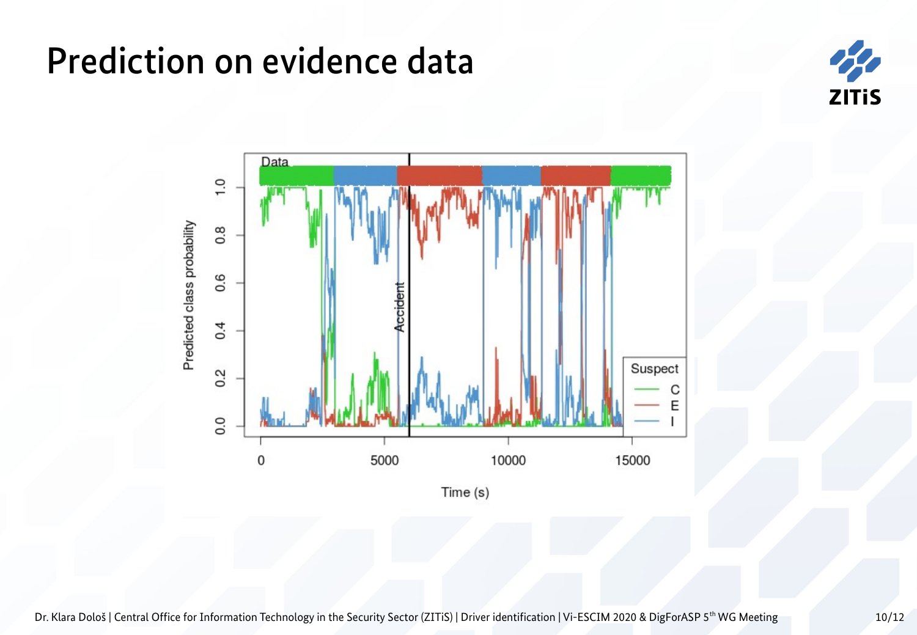# Prediction on evidence data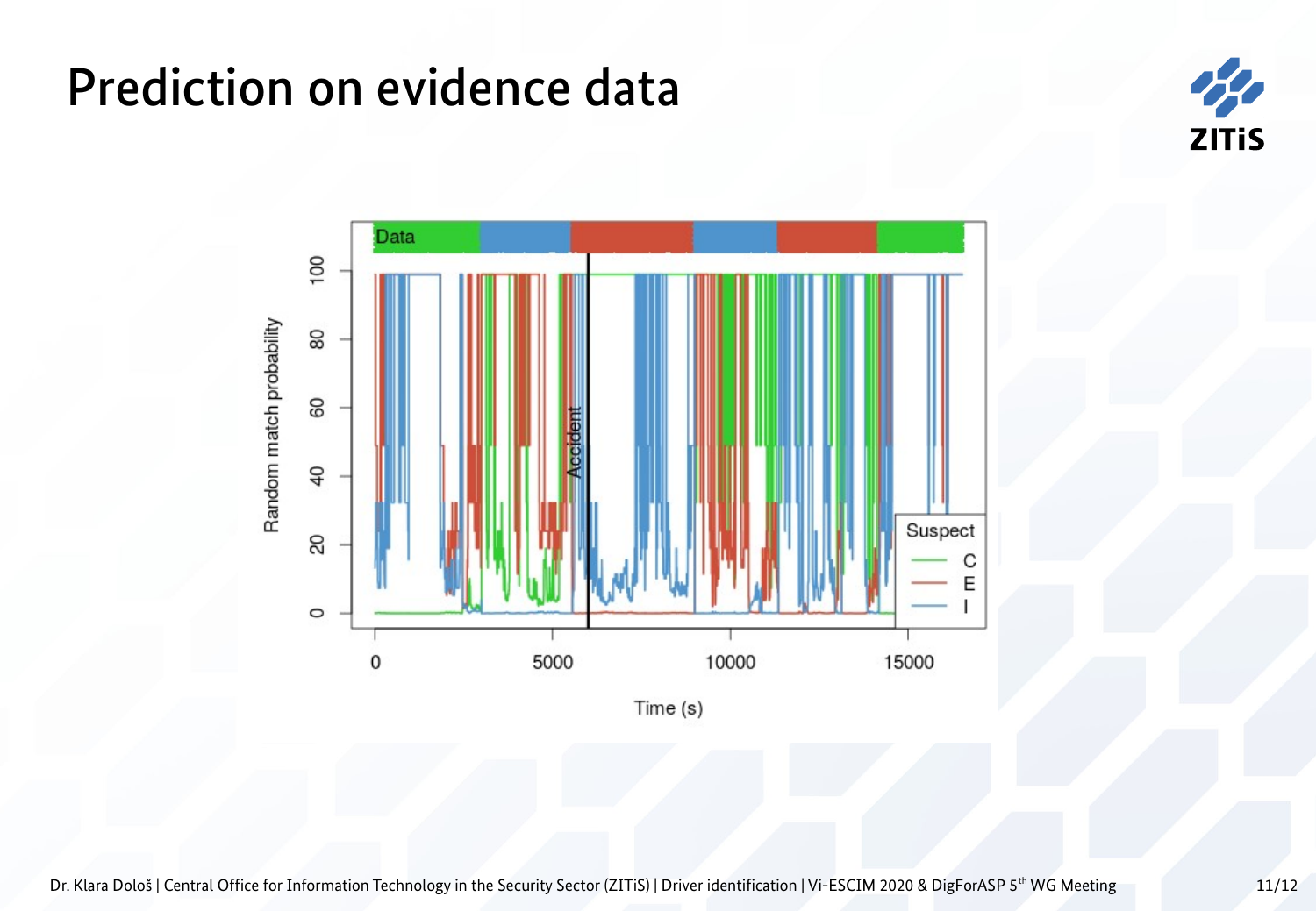# Prediction on evidence data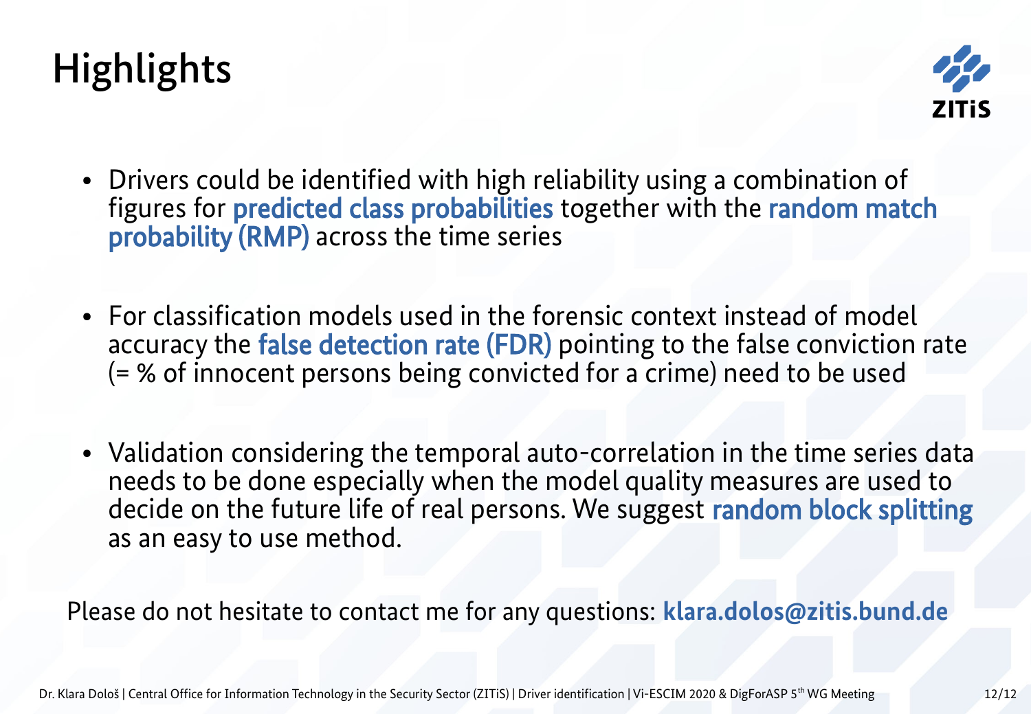# Highlights

- Drivers could be identified with high reliability using a combination of figures for predicted class probabilities together with the random match probability (RMP) across the time series

- For classification models used in the forensic context instead of model accuracy the false detection rate (FDR) pointing to the false conviction rate (= % of innocent persons being convicted for a crime) need to be used

- Validation considering the temporal auto-correlation in the time series data needs to be done especially when the model quality measures are used to decide on the future life of real persons. We suggest random block splitting as an easy to use method.

Please do not hesitate to contact me for any questions: **klara.dolos@zitis.bund.de**